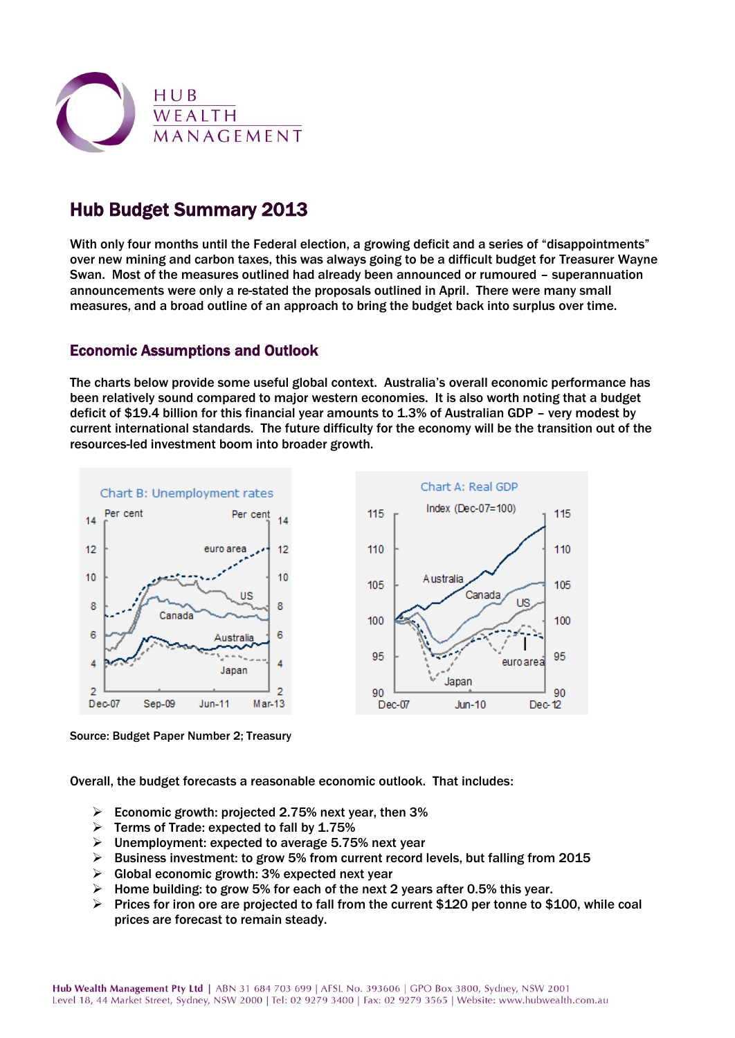# Hub Budget Summary 2013

With only four months until the Federal election, a growing deficit and a series of "disappointments" over new mining and carbon taxes, this was always going to be a difficult budget for Treasurer Wayne Swan. Most of the measures outlined had already been announced or rumoured – superannuation announcements were only a re-stated the proposals outlined in April. There were many small measures, and a broad outline of an approach to bring the budget back into surplus over time.

## Economic Assumptions and Outlook

The charts below provide some useful global context. Australia's overall economic performance has been relatively sound compared to major western economies. It is also worth noting that a budget deficit of $19.4 billion for this financial year amounts to 1.3% of Australian GDP – very modest by current international standards. The future difficulty for the economy will be the transition out of the resources-led investment boom into broader growth.

Chart B: Unemployment rates

Chart A: Real GDP

Source: Budget Paper Number 2; Treasury

Overall, the budget forecasts a reasonable economic outlook. That includes:

- Economic growth: projected 2.75% next year, then 3%
- Terms of Trade: expected to fall by 1.75%
- Unemployment: expected to average 5.75% next year
- Business investment: to grow 5% from current record levels, but falling from 2015
- Global economic growth: 3% expected next year
- Home building: to grow 5% for each of the next 2 years after 0.5% this year.
- Prices for iron ore are projected to fall from the current $120 per tonne to $100, while coal prices are forecast to remain steady.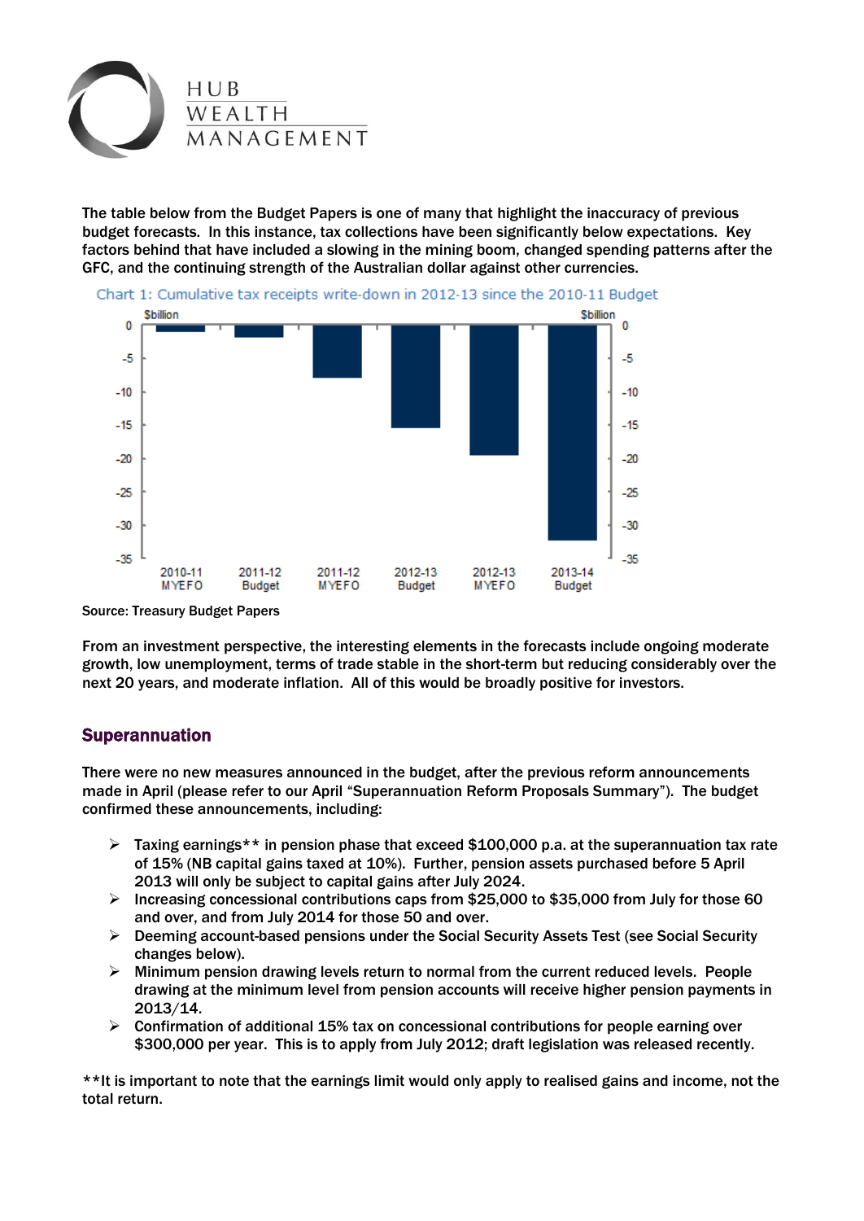The table below from the Budget Papers is one of many that highlight the inaccuracy of previous budget forecasts. In this instance, tax collections have been significantly below expectations. Key factors behind that have included a slowing in the mining boom, changed spending patterns after the GFC, and the continuing strength of the Australian dollar against other currencies.

Chart 1: Cumulative tax receipts write-down in 2012-13 since the 2010-11 Budget

Source: Treasury Budget Papers

From an investment perspective, the interesting elements in the forecasts include ongoing moderate growth, low unemployment, terms of trade stable in the short-term but reducing considerably over the next 20 years, and moderate inflation. All of this would be broadly positive for investors.

## Superannuation

There were no new measures announced in the budget, after the previous reform announcements made in April (please refer to our April "Superannuation Reform Proposals Summary"). The budget confirmed these announcements, including:

- Taxing earnings** in pension phase that exceed $100,000 p.a. at the superannuation tax rate of 15% (NB capital gains taxed at 10%). Further, pension assets purchased before 5 April 2013 will only be subject to capital gains after July 2024.
- Increasing concessional contributions caps from $25,000 to $35,000 from July for those 60 and over, and from July 2014 for those 50 and over.
- Deeming account-based pensions under the Social Security Assets Test (see Social Security changes below).
- Minimum pension drawing levels return to normal from the current reduced levels. People drawing at the minimum level from pension accounts will receive higher pension payments in 2013/14.
- Confirmation of additional 15% tax on concessional contributions for people earning over $300,000 per year. This is to apply from July 2012; draft legislation was released recently.

**It is important to note that the earnings limit would only apply to realised gains and income, not the total return.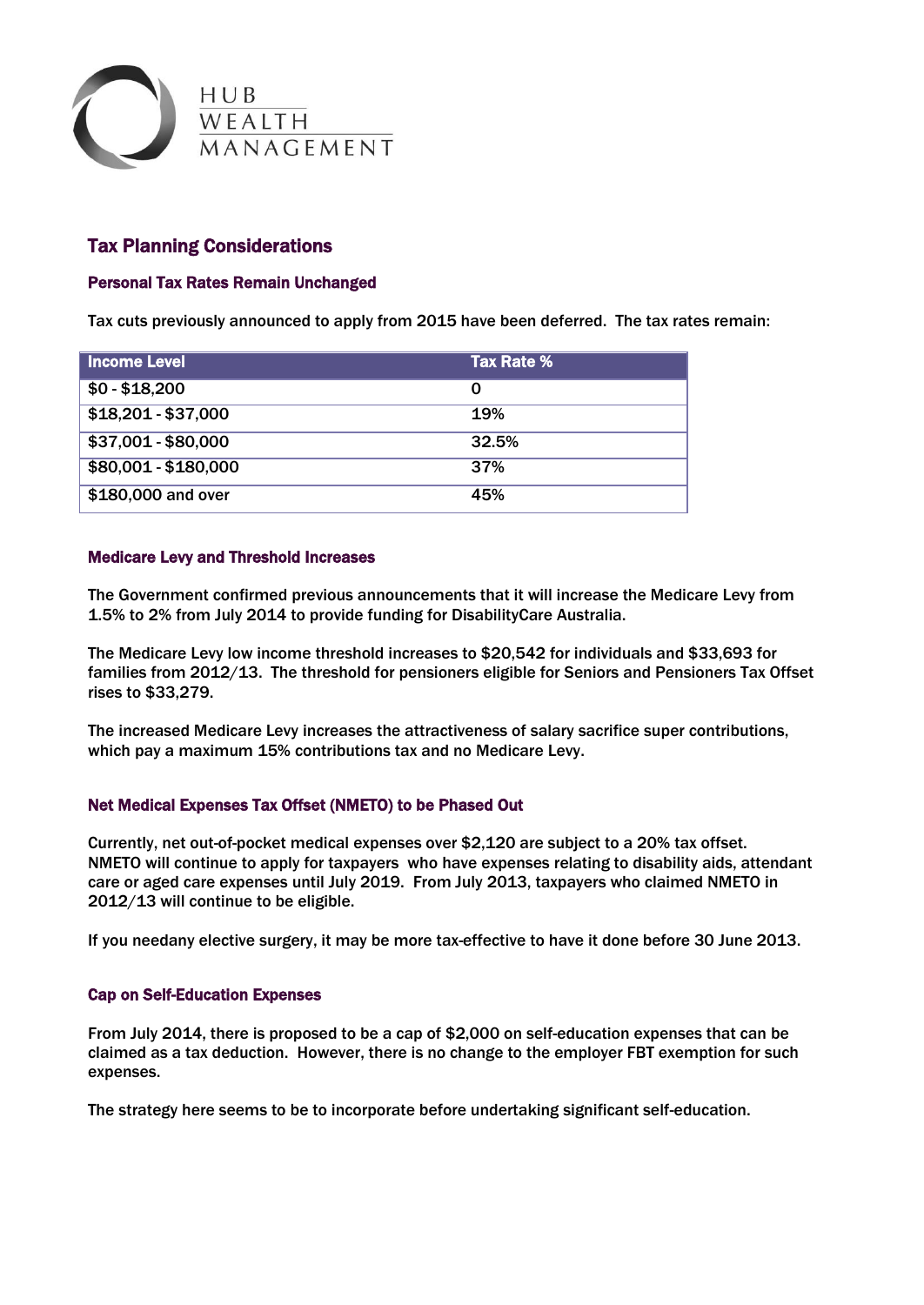HUB WEALTH MANAGEMENT

## Tax Planning Considerations

### Personal Tax Rates Remain Unchanged

Tax cuts previously announced to apply from 2015 have been deferred. The tax rates remain:

| Income Level | Tax Rate % |
| --- | --- |
| $0 - $18,200 | 0 |
| $18,201 - $37,000 | 19% |
| $37,001 - $80,000 | 32.5% |
| $80,001 - $180,000 | 37% |
| $180,000 and over | 45% |

### Medicare Levy and Threshold Increases

The Government confirmed previous announcements that it will increase the Medicare Levy from 1.5% to 2% from July 2014 to provide funding for DisabilityCare Australia.

The Medicare Levy low income threshold increases to $20,542 for individuals and $33,693 for families from 2012/13. The threshold for pensioners eligible for Seniors and Pensioners Tax Offset rises to $33,279.

The increased Medicare Levy increases the attractiveness of salary sacrifice super contributions, which pay a maximum 15% contributions tax and no Medicare Levy.

### Net Medical Expenses Tax Offset (NMETO) to be Phased Out

Currently, net out-of-pocket medical expenses over $2,120 are subject to a 20% tax offset. NMETO will continue to apply for taxpayers who have expenses relating to disability aids, attendant care or aged care expenses until July 2019. From July 2013, taxpayers who claimed NMETO in 2012/13 will continue to be eligible.

If you needany elective surgery, it may be more tax-effective to have it done before 30 June 2013.

### Cap on Self-Education Expenses

From July 2014, there is proposed to be a cap of $2,000 on self-education expenses that can be claimed as a tax deduction. However, there is no change to the employer FBT exemption for such expenses.

The strategy here seems to be to incorporate before undertaking significant self-education.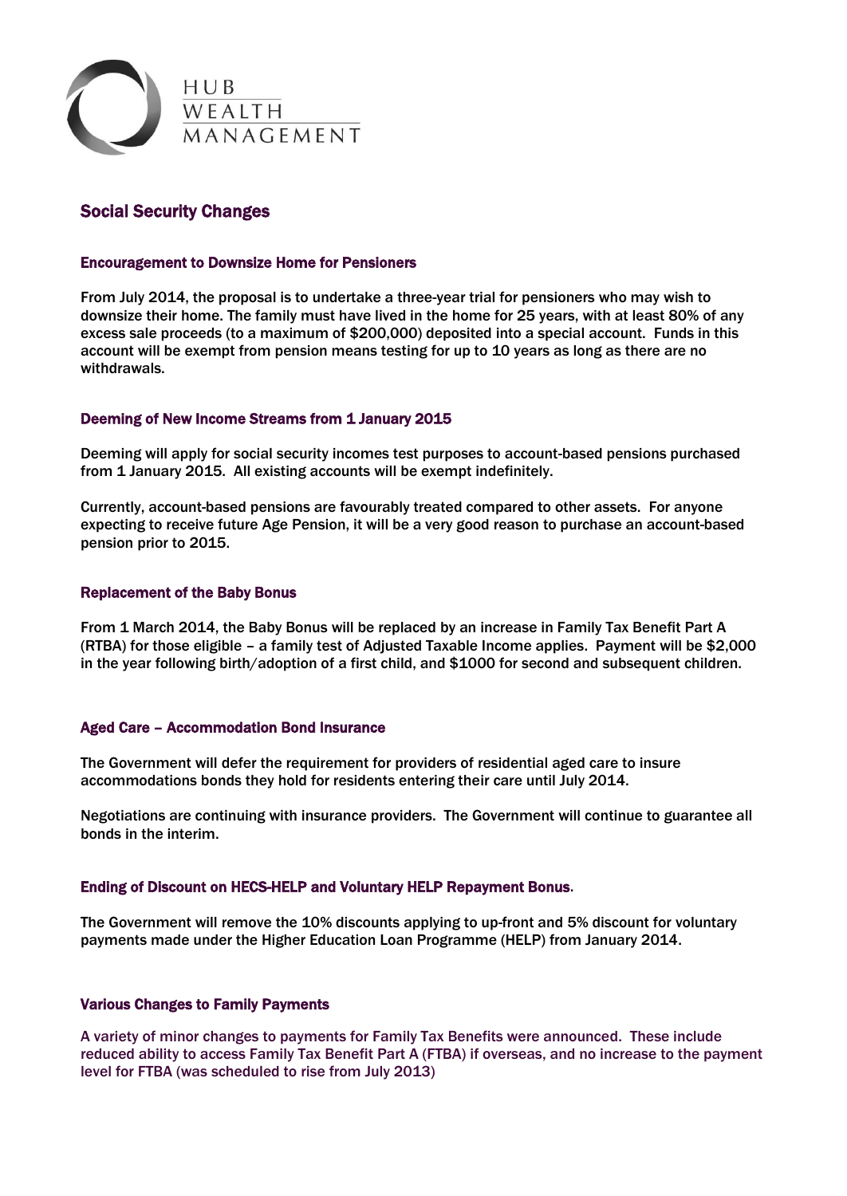## Social Security Changes

### Encouragement to Downsize Home for Pensioners

From July 2014, the proposal is to undertake a three-year trial for pensioners who may wish to downsize their home. The family must have lived in the home for 25 years, with at least 80% of any excess sale proceeds (to a maximum of $200,000) deposited into a special account. Funds in this account will be exempt from pension means testing for up to 10 years as long as there are no withdrawals.

### Deeming of New Income Streams from 1 January 2015

Deeming will apply for social security incomes test purposes to account-based pensions purchased from 1 January 2015. All existing accounts will be exempt indefinitely.

Currently, account-based pensions are favourably treated compared to other assets. For anyone expecting to receive future Age Pension, it will be a very good reason to purchase an account-based pension prior to 2015.

### Replacement of the Baby Bonus

From 1 March 2014, the Baby Bonus will be replaced by an increase in Family Tax Benefit Part A (RTBA) for those eligible – a family test of Adjusted Taxable Income applies. Payment will be $2,000 in the year following birth/adoption of a first child, and $1000 for second and subsequent children.

### Aged Care – Accommodation Bond Insurance

The Government will defer the requirement for providers of residential aged care to insure accommodations bonds they hold for residents entering their care until July 2014.

Negotiations are continuing with insurance providers. The Government will continue to guarantee all bonds in the interim.

### Ending of Discount on HECS-HELP and Voluntary HELP Repayment Bonus.

The Government will remove the 10% discounts applying to up-front and 5% discount for voluntary payments made under the Higher Education Loan Programme (HELP) from January 2014.

### Various Changes to Family Payments

A variety of minor changes to payments for Family Tax Benefits were announced. These include reduced ability to access Family Tax Benefit Part A (FTBA) if overseas, and no increase to the payment level for FTBA (was scheduled to rise from July 2013)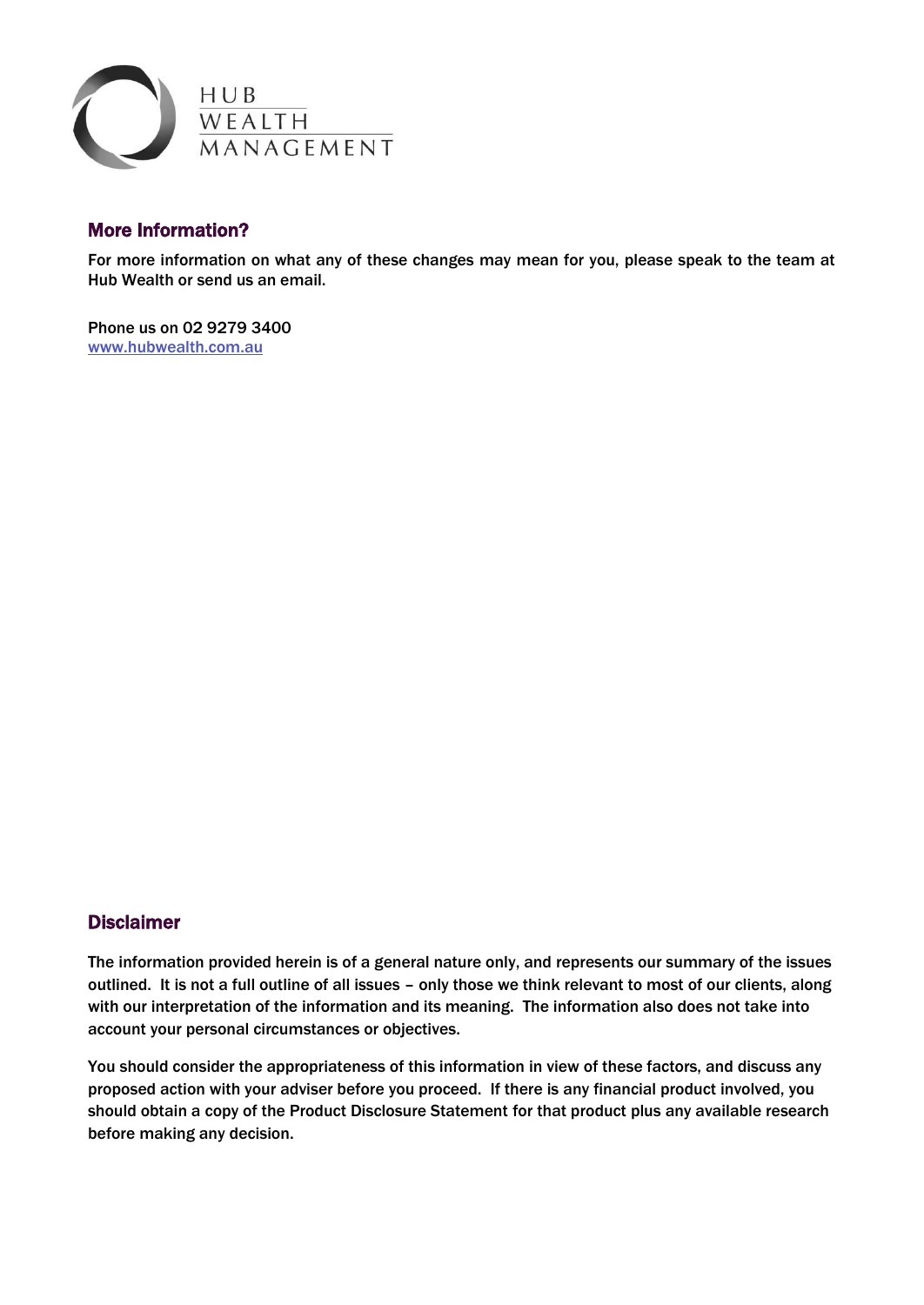## More Information?

For more information on what any of these changes may mean for you, please speak to the team at Hub Wealth or send us an email.

Phone us on 02 9279 3400
[www.hubwealth.com.au](http://www.hubwealth.com.au)

## Disclaimer

The information provided herein is of a general nature only, and represents our summary of the issues outlined. It is not a full outline of all issues – only those we think relevant to most of our clients, along with our interpretation of the information and its meaning. The information also does not take into account your personal circumstances or objectives.

You should consider the appropriateness of this information in view of these factors, and discuss any proposed action with your adviser before you proceed. If there is any financial product involved, you should obtain a copy of the Product Disclosure Statement for that product plus any available research before making any decision.